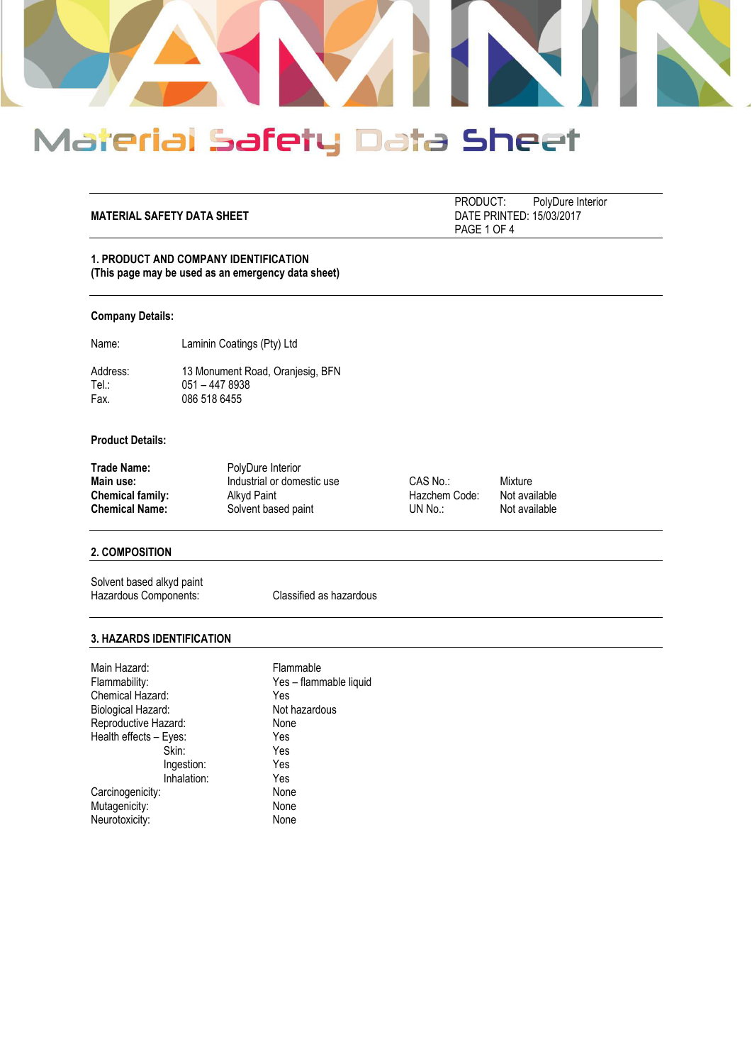# Material Safety Data Sheet

**MATERIAL SAFETY DATA SHEET**

PRODUCT: PolyDure Interior
DATE PRINTED: 15/03/2017

## 1. PRODUCT AND COMPANY IDENTIFICATION
**(This page may be used as an emergency data sheet)**

### Company Details:

| | |
|---|---|
| Name: | Laminin Coatings (Pty) Ltd |
| Address: | 13 Monument Road, Oranjesig, BFN |
| Tel.: | 051 – 447 8938 |
| Fax. | 086 518 6455 |

### Product Details:

| | | | |
|---|---|---|---|
| **Trade Name:** | PolyDure Interior | | |
| **Main use:** | Industrial or domestic use | CAS No.: | Mixture |
| **Chemical family:** | Alkyd Paint | Hazchem Code: | Not available |
| **Chemical Name:** | Solvent based paint | UN No.: | Not available |

## 2. COMPOSITION

Solvent based alkyd paint

| | |
|---|---|
| Hazardous Components: | Classified as hazardous |

## 3. HAZARDS IDENTIFICATION

| | |
|---|---|
| Main Hazard: | Flammable |
| Flammability: | Yes – flammable liquid |
| Chemical Hazard: | Yes |
| Biological Hazard: | Not hazardous |
| Reproductive Hazard: | None |
| Health effects – Eyes: | Yes |
| Skin: | Yes |
| Ingestion: | Yes |
| Inhalation: | Yes |
| Carcinogenicity: | None |
| Mutagenicity: | None |
| Neurotoxicity: | None |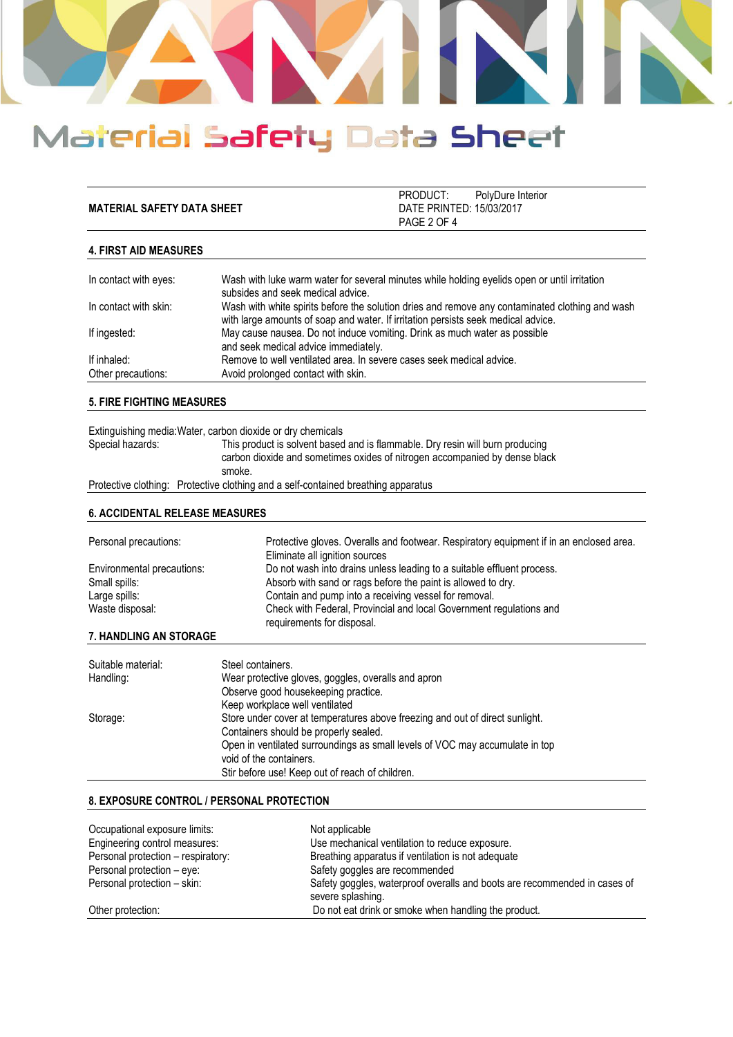| MATERIAL SAFETY DATA SHEET | PRODUCT: PolyDure Interior<br>DATE PRINTED: 15/03/2017 |
|---|---|

## 4. FIRST AID MEASURES

| | |
|---|---|
| In contact with eyes: | Wash with luke warm water for several minutes while holding eyelids open or until irritation subsides and seek medical advice. |
| In contact with skin: | Wash with white spirits before the solution dries and remove any contaminated clothing and wash with large amounts of soap and water. If irritation persists seek medical advice. |
| If ingested: | May cause nausea. Do not induce vomiting. Drink as much water as possible and seek medical advice immediately. |
| If inhaled: | Remove to well ventilated area. In severe cases seek medical advice. |
| Other precautions: | Avoid prolonged contact with skin. |

## 5. FIRE FIGHTING MEASURES

Extinguishing media:Water, carbon dioxide or dry chemicals

Special hazards: This product is solvent based and is flammable. Dry resin will burn producing carbon dioxide and sometimes oxides of nitrogen accompanied by dense black smoke.

Protective clothing: Protective clothing and a self-contained breathing apparatus

## 6. ACCIDENTAL RELEASE MEASURES

| | |
|---|---|
| Personal precautions: | Protective gloves. Overalls and footwear. Respiratory equipment if in an enclosed area. Eliminate all ignition sources |
| Environmental precautions: | Do not wash into drains unless leading to a suitable effluent process. |
| Small spills: | Absorb with sand or rags before the paint is allowed to dry. |
| Large spills: | Contain and pump into a receiving vessel for removal. |
| Waste disposal: | Check with Federal, Provincial and local Government regulations and requirements for disposal. |

## 7. HANDLING AN STORAGE

| | |
|---|---|
| Suitable material: | Steel containers. |
| Handling: | Wear protective gloves, goggles, overalls and apron<br>Observe good housekeeping practice.<br>Keep workplace well ventilated |
| Storage: | Store under cover at temperatures above freezing and out of direct sunlight.<br>Containers should be properly sealed.<br>Open in ventilated surroundings as small levels of VOC may accumulate in top void of the containers.<br>Stir before use! Keep out of reach of children. |

## 8. EXPOSURE CONTROL / PERSONAL PROTECTION

| | |
|---|---|
| Occupational exposure limits: | Not applicable |
| Engineering control measures: | Use mechanical ventilation to reduce exposure. |
| Personal protection – respiratory: | Breathing apparatus if ventilation is not adequate |
| Personal protection – eye: | Safety goggles are recommended |
| Personal protection – skin: | Safety goggles, waterproof overalls and boots are recommended in cases of severe splashing. |
| Other protection: | Do not eat drink or smoke when handling the product. |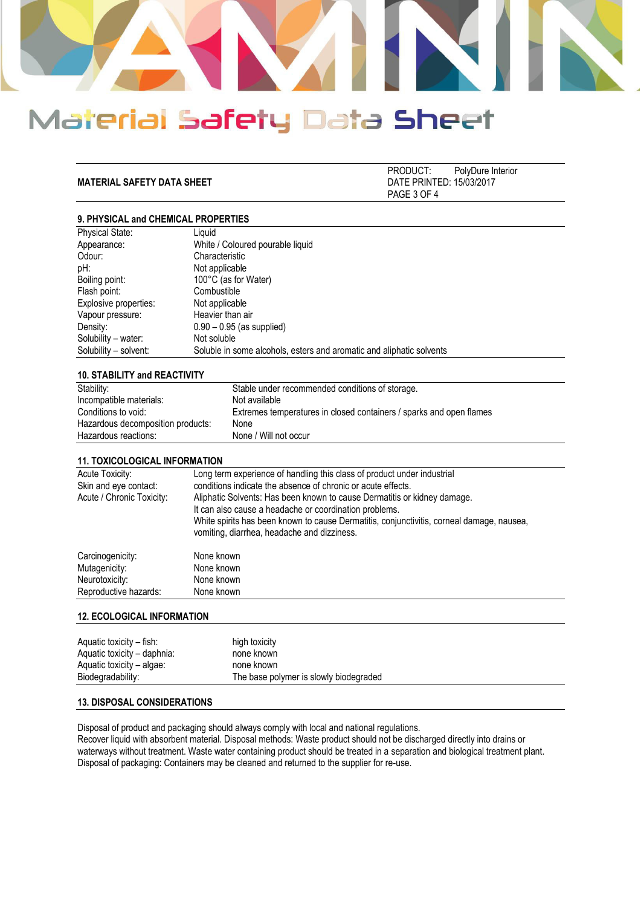# Material Safety Data Sheet

**MATERIAL SAFETY DATA SHEET**

PRODUCT: PolyDure Interior
DATE PRINTED: 15/03/2017

## 9. PHYSICAL and CHEMICAL PROPERTIES

| | |
|---|---|
| Physical State: | Liquid |
| Appearance: | White / Coloured pourable liquid |
| Odour: | Characteristic |
| pH: | Not applicable |
| Boiling point: | 100°C (as for Water) |
| Flash point: | Combustible |
| Explosive properties: | Not applicable |
| Vapour pressure: | Heavier than air |
| Density: | 0.90 – 0.95 (as supplied) |
| Solubility – water: | Not soluble |
| Solubility – solvent: | Soluble in some alcohols, esters and aromatic and aliphatic solvents |

## 10. STABILITY and REACTIVITY

| | |
|---|---|
| Stability: | Stable under recommended conditions of storage. |
| Incompatible materials: | Not available |
| Conditions to void: | Extremes temperatures in closed containers / sparks and open flames |
| Hazardous decomposition products: | None |
| Hazardous reactions: | None / Will not occur |

## 11. TOXICOLOGICAL INFORMATION

| | |
|---|---|
| Acute Toxicity: | Long term experience of handling this class of product under industrial |
| Skin and eye contact: | conditions indicate the absence of chronic or acute effects. |
| Acute / Chronic Toxicity: | Aliphatic Solvents: Has been known to cause Dermatitis or kidney damage. It can also cause a headache or coordination problems. White spirits has been known to cause Dermatitis, conjunctivitis, corneal damage, nausea, vomiting, diarrhea, headache and dizziness. |
| Carcinogenicity: | None known |
| Mutagenicity: | None known |
| Neurotoxicity: | None known |
| Reproductive hazards: | None known |

## 12. ECOLOGICAL INFORMATION

| | |
|---|---|
| Aquatic toxicity – fish: | high toxicity |
| Aquatic toxicity – daphnia: | none known |
| Aquatic toxicity – algae: | none known |
| Biodegradability: | The base polymer is slowly biodegraded |

## 13. DISPOSAL CONSIDERATIONS

Disposal of product and packaging should always comply with local and national regulations.
Recover liquid with absorbent material. Disposal methods: Waste product should not be discharged directly into drains or waterways without treatment. Waste water containing product should be treated in a separation and biological treatment plant.
Disposal of packaging: Containers may be cleaned and returned to the supplier for re-use.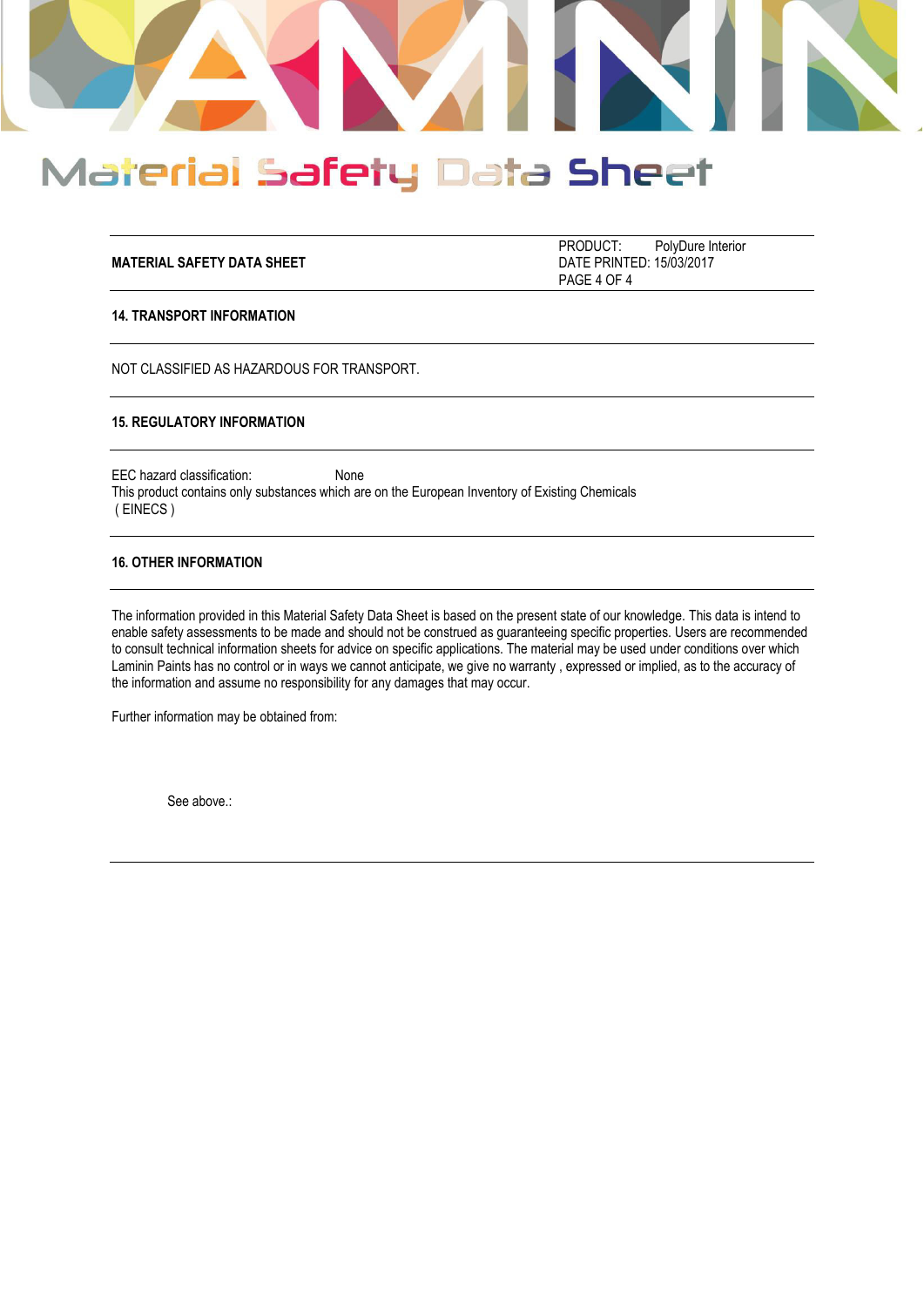## 14. TRANSPORT INFORMATION

NOT CLASSIFIED AS HAZARDOUS FOR TRANSPORT.

## 15. REGULATORY INFORMATION

EEC hazard classification: None

This product contains only substances which are on the European Inventory of Existing Chemicals ( EINECS )

## 16. OTHER INFORMATION

The information provided in this Material Safety Data Sheet is based on the present state of our knowledge. This data is intend to enable safety assessments to be made and should not be construed as guaranteeing specific properties. Users are recommended to consult technical information sheets for advice on specific applications. The material may be used under conditions over which Laminin Paints has no control or in ways we cannot anticipate, we give no warranty , expressed or implied, as to the accuracy of the information and assume no responsibility for any damages that may occur.

Further information may be obtained from:

See above.: